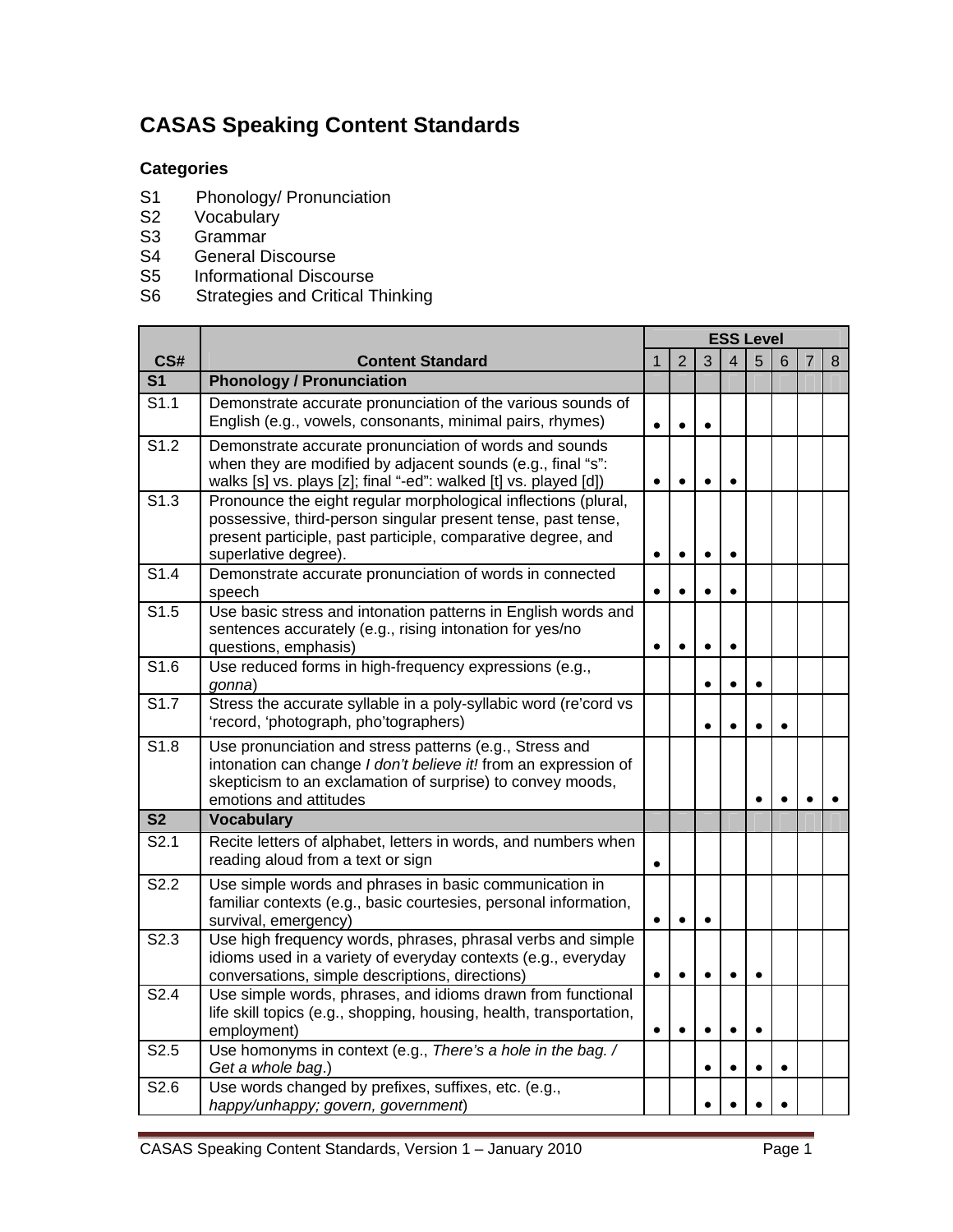# CASAS Speaking Content Standards

## Categories

- S1 Phonology/ Pronunciation
- S2 Vocabulary
- S3 Grammar
- S4 General Discourse
- S5 Informational Discourse
- S6 Strategies and Critical Thinking

| CS# | Content Standard | ESS Level | | | | | | | |
|---|---|---|---|---|---|---|---|---|---|
| | | 1 | 2 | 3 | 4 | 5 | 6 | 7 | 8 |
| **S1** | **Phonology / Pronunciation** | | | | | | | | |
| S1.1 | Demonstrate accurate pronunciation of the various sounds of English (e.g., vowels, consonants, minimal pairs, rhymes) | • | • | • | | | | | |
| S1.2 | Demonstrate accurate pronunciation of words and sounds when they are modified by adjacent sounds (e.g., final "s": walks [s] vs. plays [z]; final "-ed": walked [t] vs. played [d]) | • | • | • | • | | | | |
| S1.3 | Pronounce the eight regular morphological inflections (plural, possessive, third-person singular present tense, past tense, present participle, past participle, comparative degree, and superlative degree). | • | • | • | • | | | | |
| S1.4 | Demonstrate accurate pronunciation of words in connected speech | • | • | • | • | | | | |
| S1.5 | Use basic stress and intonation patterns in English words and sentences accurately (e.g., rising intonation for yes/no questions, emphasis) | • | • | • | • | | | | |
| S1.6 | Use reduced forms in high-frequency expressions (e.g., *gonna*) | | | • | • | • | | | |
| S1.7 | Stress the accurate syllable in a poly-syllabic word (re'cord vs 'record, 'photograph, pho'tographers) | | | • | • | • | • | | |
| S1.8 | Use pronunciation and stress patterns (e.g., Stress and intonation can change *I don't believe it!* from an expression of skepticism to an exclamation of surprise) to convey moods, emotions and attitudes | | | | | • | • | • | • |
| **S2** | **Vocabulary** | | | | | | | | |
| S2.1 | Recite letters of alphabet, letters in words, and numbers when reading aloud from a text or sign | • | | | | | | | |
| S2.2 | Use simple words and phrases in basic communication in familiar contexts (e.g., basic courtesies, personal information, survival, emergency) | • | • | • | | | | | |
| S2.3 | Use high frequency words, phrases, phrasal verbs and simple idioms used in a variety of everyday contexts (e.g., everyday conversations, simple descriptions, directions) | • | • | • | • | • | | | |
| S2.4 | Use simple words, phrases, and idioms drawn from functional life skill topics (e.g., shopping, housing, health, transportation, employment) | • | • | • | • | • | | | |
| S2.5 | Use homonyms in context (e.g., *There's a hole in the bag. / Get a whole bag*.) | | | • | • | • | • | | |
| S2.6 | Use words changed by prefixes, suffixes, etc. (e.g., *happy/unhappy; govern, government*) | | | • | • | • | • | | |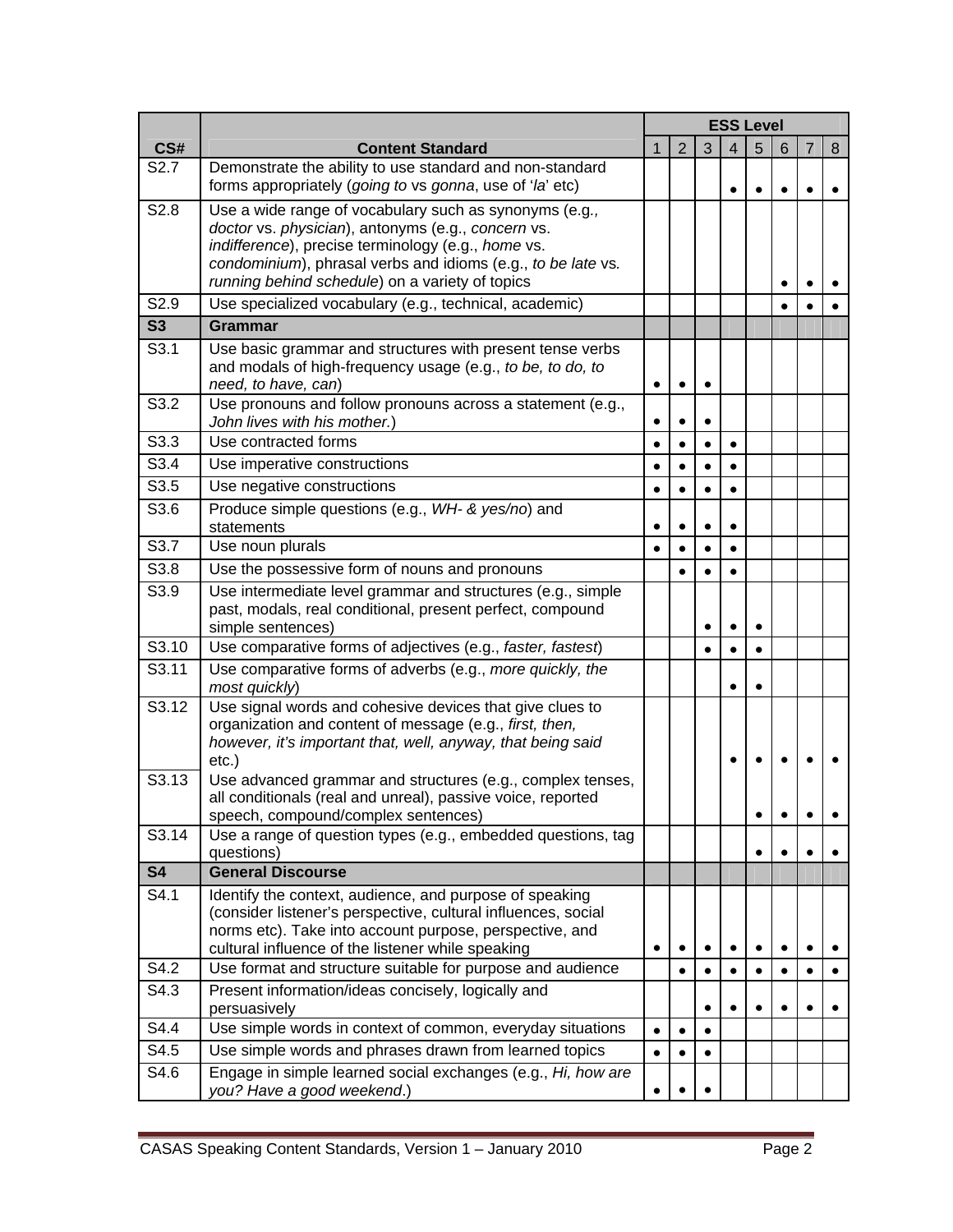| CS# | Content Standard | ESS Level 1 | 2 | 3 | 4 | 5 | 6 | 7 | 8 |
|---|---|---|---|---|---|---|---|---|---|
| S2.7 | Demonstrate the ability to use standard and non-standard forms appropriately (*going to* vs *gonna*, use of '*la*' etc) | | | | • | • | • | • | • |
| S2.8 | Use a wide range of vocabulary such as synonyms (e.g*., doctor* vs. *physician*), antonyms (e.g., *concern* vs. *indifference*), precise terminology (e.g., *home* vs. *condominium*), phrasal verbs and idioms (e.g., *to be late* vs*. running behind schedule*) on a variety of topics | | | | | | • | • | • |
| S2.9 | Use specialized vocabulary (e.g., technical, academic) | | | | | | • | • | • |
| **S3** | **Grammar** | | | | | | | | |
| S3.1 | Use basic grammar and structures with present tense verbs and modals of high-frequency usage (e.g., *to be, to do, to need, to have, can*) | • | • | • | | | | | |
| S3.2 | Use pronouns and follow pronouns across a statement (e.g., *John lives with his mother.*) | • | • | • | | | | | |
| S3.3 | Use contracted forms | • | • | • | • | | | | |
| S3.4 | Use imperative constructions | • | • | • | • | | | | |
| S3.5 | Use negative constructions | • | • | • | • | | | | |
| S3.6 | Produce simple questions (e.g., *WH- & yes/no*) and statements | • | • | • | • | | | | |
| S3.7 | Use noun plurals | • | • | • | • | | | | |
| S3.8 | Use the possessive form of nouns and pronouns | | • | • | • | | | | |
| S3.9 | Use intermediate level grammar and structures (e.g., simple past, modals, real conditional, present perfect, compound simple sentences) | | | • | • | • | | | |
| S3.10 | Use comparative forms of adjectives (e.g., *faster, fastest*) | | | • | • | • | | | |
| S3.11 | Use comparative forms of adverbs (e.g., *more quickly, the most quickly*) | | | | • | • | | | |
| S3.12 | Use signal words and cohesive devices that give clues to organization and content of message (e.g., *first, then, however, it's important that, well, anyway, that being said* etc.) | | | | • | • | • | • | • |
| S3.13 | Use advanced grammar and structures (e.g., complex tenses, all conditionals (real and unreal), passive voice, reported speech, compound/complex sentences) | | | | | • | • | • | • |
| S3.14 | Use a range of question types (e.g., embedded questions, tag questions) | | | | | • | • | • | • |
| **S4** | **General Discourse** | | | | | | | | |
| S4.1 | Identify the context, audience, and purpose of speaking (consider listener's perspective, cultural influences, social norms etc). Take into account purpose, perspective, and cultural influence of the listener while speaking | • | • | • | • | • | • | • | • |
| S4.2 | Use format and structure suitable for purpose and audience | | • | • | • | • | • | • | • |
| S4.3 | Present information/ideas concisely, logically and persuasively | | | • | • | • | • | • | • |
| S4.4 | Use simple words in context of common, everyday situations | • | • | • | | | | | |
| S4.5 | Use simple words and phrases drawn from learned topics | • | • | • | | | | | |
| S4.6 | Engage in simple learned social exchanges (e.g., *Hi, how are you? Have a good weekend*.) | • | • | • | | | | | |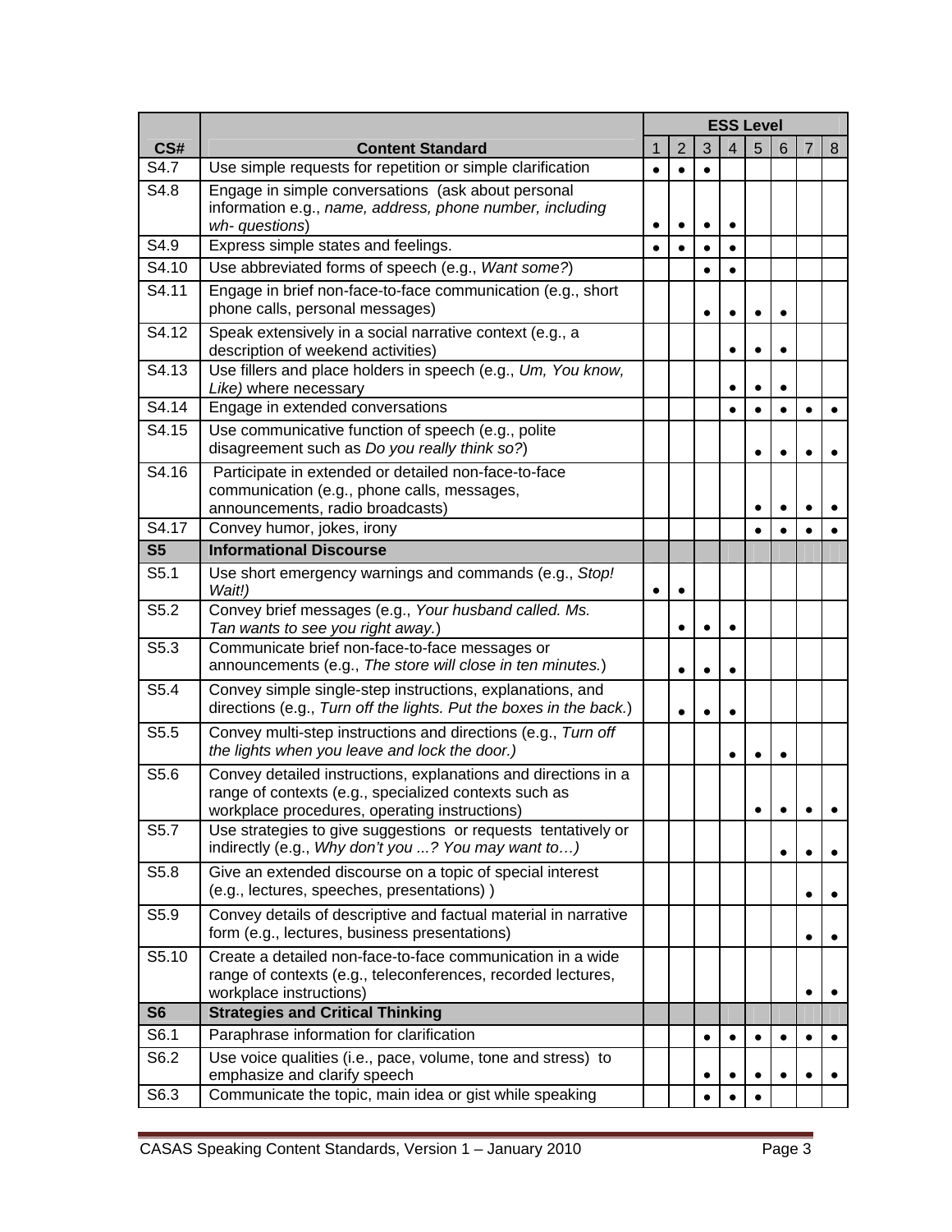| CS# | Content Standard | ESS Level 1 | 2 | 3 | 4 | 5 | 6 | 7 | 8 |
|---|---|---|---|---|---|---|---|---|---|
| S4.7 | Use simple requests for repetition or simple clarification | • | • | • | | | | | |
| S4.8 | Engage in simple conversations (ask about personal information e.g., *name, address, phone number, including wh- questions*) | • | • | • | • | | | | |
| S4.9 | Express simple states and feelings. | • | • | • | • | | | | |
| S4.10 | Use abbreviated forms of speech (e.g., *Want some?*) | | | • | • | | | | |
| S4.11 | Engage in brief non-face-to-face communication (e.g., short phone calls, personal messages) | | | • | • | • | • | | |
| S4.12 | Speak extensively in a social narrative context (e.g., a description of weekend activities) | | | | • | • | • | | |
| S4.13 | Use fillers and place holders in speech (e.g., *Um, You know, Like)* where necessary | | | | • | • | • | | |
| S4.14 | Engage in extended conversations | | | | • | • | • | • | • |
| S4.15 | Use communicative function of speech (e.g., polite disagreement such as *Do you really think so?*) | | | | | • | • | • | • |
| S4.16 | Participate in extended or detailed non-face-to-face communication (e.g., phone calls, messages, announcements, radio broadcasts) | | | | | • | • | • | • |
| S4.17 | Convey humor, jokes, irony | | | | | • | • | • | • |
| **S5** | **Informational Discourse** | | | | | | | | |
| S5.1 | Use short emergency warnings and commands (e.g., *Stop! Wait!)* | • | • | | | | | | |
| S5.2 | Convey brief messages (e.g., *Your husband called. Ms. Tan wants to see you right away.*) | | • | • | • | | | | |
| S5.3 | Communicate brief non-face-to-face messages or announcements (e.g., *The store will close in ten minutes.*) | | • | • | • | | | | |
| S5.4 | Convey simple single-step instructions, explanations, and directions (e.g., *Turn off the lights. Put the boxes in the back.*) | | • | • | • | | | | |
| S5.5 | Convey multi-step instructions and directions (e.g., *Turn off the lights when you leave and lock the door.)* | | | | • | • | • | | |
| S5.6 | Convey detailed instructions, explanations and directions in a range of contexts (e.g., specialized contexts such as workplace procedures, operating instructions) | | | | | • | • | • | • |
| S5.7 | Use strategies to give suggestions or requests tentatively or indirectly (e.g., *Why don't you ...? You may want to…)* | | | | | | • | • | • |
| S5.8 | Give an extended discourse on a topic of special interest (e.g., lectures, speeches, presentations) ) | | | | | | | • | • |
| S5.9 | Convey details of descriptive and factual material in narrative form (e.g., lectures, business presentations) | | | | | | | • | • |
| S5.10 | Create a detailed non-face-to-face communication in a wide range of contexts (e.g., teleconferences, recorded lectures, workplace instructions) | | | | | | | • | • |
| **S6** | **Strategies and Critical Thinking** | | | | | | | | |
| S6.1 | Paraphrase information for clarification | | | • | • | • | • | • | • |
| S6.2 | Use voice qualities (i.e., pace, volume, tone and stress) to emphasize and clarify speech | | | • | • | • | • | • | • |
| S6.3 | Communicate the topic, main idea or gist while speaking | | | • | • | • | | | |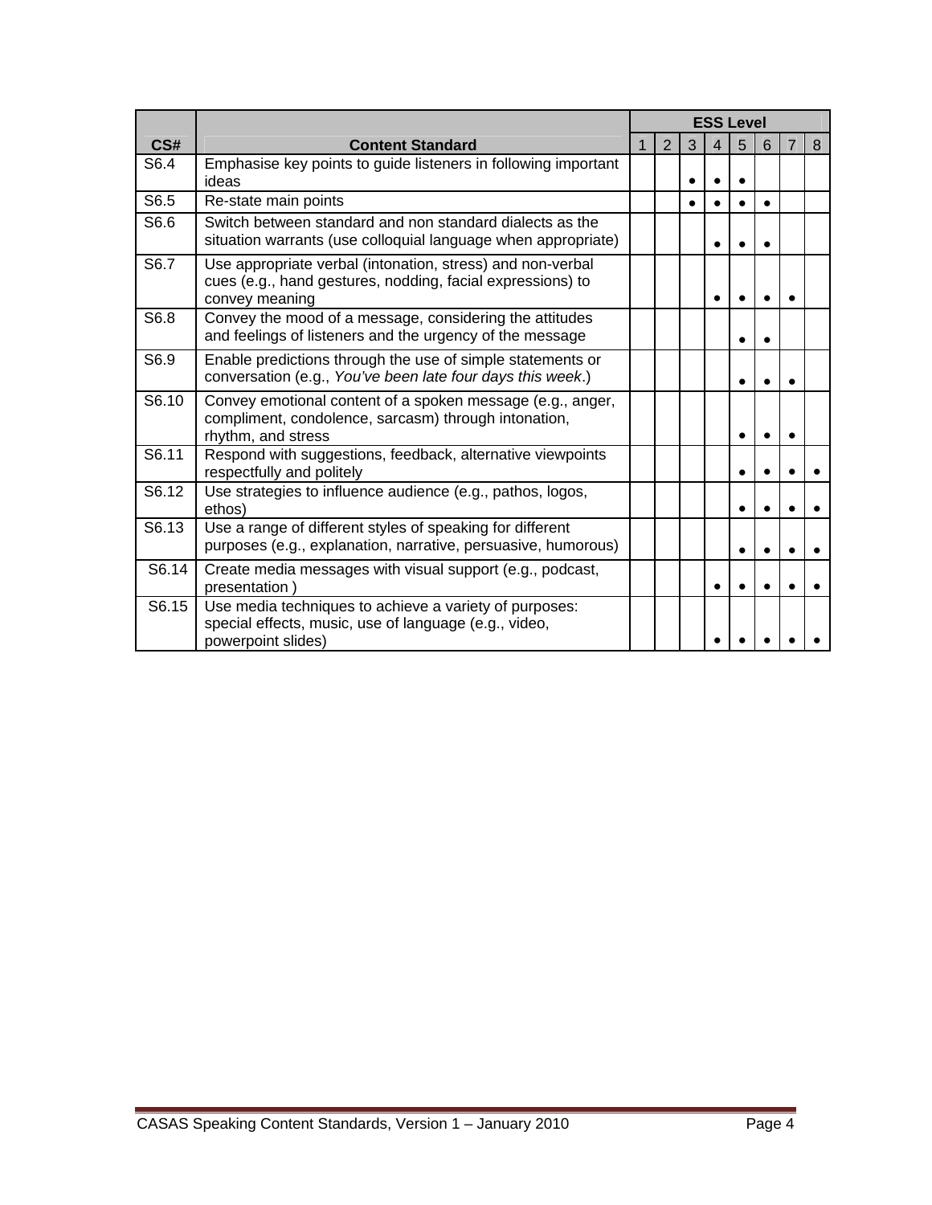| CS# | Content Standard | ESS Level | | | | | | | |
|---|---|---|---|---|---|---|---|---|---|
| | | 1 | 2 | 3 | 4 | 5 | 6 | 7 | 8 |
| S6.4 | Emphasise key points to guide listeners in following important ideas | | | • | • | • | | | |
| S6.5 | Re-state main points | | | • | • | • | • | | |
| S6.6 | Switch between standard and non standard dialects as the situation warrants (use colloquial language when appropriate) | | | | • | • | • | | |
| S6.7 | Use appropriate verbal (intonation, stress) and non-verbal cues (e.g., hand gestures, nodding, facial expressions) to convey meaning | | | | • | • | • | • | |
| S6.8 | Convey the mood of a message, considering the attitudes and feelings of listeners and the urgency of the message | | | | | • | • | | |
| S6.9 | Enable predictions through the use of simple statements or conversation (e.g., *You've been late four days this week*.) | | | | | • | • | • | |
| S6.10 | Convey emotional content of a spoken message (e.g., anger, compliment, condolence, sarcasm) through intonation, rhythm, and stress | | | | | • | • | • | |
| S6.11 | Respond with suggestions, feedback, alternative viewpoints respectfully and politely | | | | | • | • | • | • |
| S6.12 | Use strategies to influence audience (e.g., pathos, logos, ethos) | | | | | • | • | • | • |
| S6.13 | Use a range of different styles of speaking for different purposes (e.g., explanation, narrative, persuasive, humorous) | | | | | • | • | • | • |
| S6.14 | Create media messages with visual support (e.g., podcast, presentation ) | | | | • | • | • | • | • |
| S6.15 | Use media techniques to achieve a variety of purposes: special effects, music, use of language (e.g., video, powerpoint slides) | | | | • | • | • | • | • |